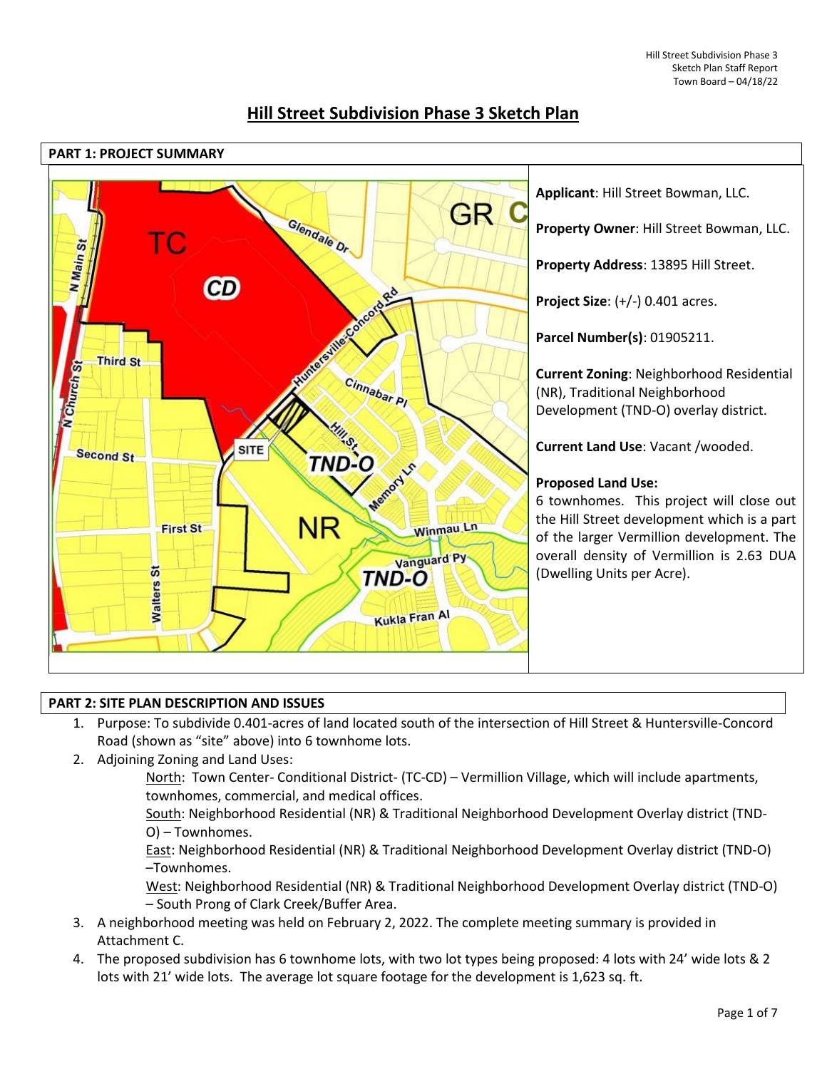# Hill Street Subdivision Phase 3 Sketch Plan

## PART 1: PROJECT SUMMARY

**Applicant**: Hill Street Bowman, LLC.

**Property Owner**: Hill Street Bowman, LLC.

**Property Address**: 13895 Hill Street.

**Project Size**: (+/-) 0.401 acres.

**Parcel Number(s)**: 01905211.

**Current Zoning**: Neighborhood Residential (NR), Traditional Neighborhood Development (TND-O) overlay district.

**Current Land Use**: Vacant /wooded.

**Proposed Land Use:**
6 townhomes. This project will close out the Hill Street development which is a part of the larger Vermillion development. The overall density of Vermillion is 2.63 DUA (Dwelling Units per Acre).

## PART 2: SITE PLAN DESCRIPTION AND ISSUES

1. Purpose: To subdivide 0.401-acres of land located south of the intersection of Hill Street & Huntersville-Concord Road (shown as "site" above) into 6 townhome lots.
2. Adjoining Zoning and Land Uses:

   North: Town Center- Conditional District- (TC-CD) – Vermillion Village, which will include apartments, townhomes, commercial, and medical offices.

   South: Neighborhood Residential (NR) & Traditional Neighborhood Development Overlay district (TND-O) – Townhomes.

   East: Neighborhood Residential (NR) & Traditional Neighborhood Development Overlay district (TND-O) –Townhomes.

   West: Neighborhood Residential (NR) & Traditional Neighborhood Development Overlay district (TND-O) – South Prong of Clark Creek/Buffer Area.
3. A neighborhood meeting was held on February 2, 2022. The complete meeting summary is provided in Attachment C.
4. The proposed subdivision has 6 townhome lots, with two lot types being proposed: 4 lots with 24' wide lots & 2 lots with 21' wide lots. The average lot square footage for the development is 1,623 sq. ft.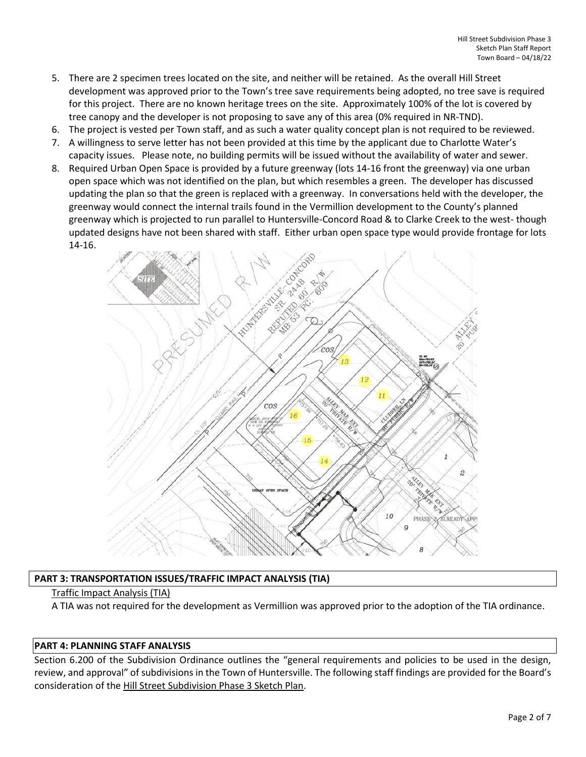5. There are 2 specimen trees located on the site, and neither will be retained. As the overall Hill Street development was approved prior to the Town's tree save requirements being adopted, no tree save is required for this project. There are no known heritage trees on the site. Approximately 100% of the lot is covered by tree canopy and the developer is not proposing to save any of this area (0% required in NR-TND).
6. The project is vested per Town staff, and as such a water quality concept plan is not required to be reviewed.
7. A willingness to serve letter has not been provided at this time by the applicant due to Charlotte Water's capacity issues. Please note, no building permits will be issued without the availability of water and sewer.
8. Required Urban Open Space is provided by a future greenway (lots 14-16 front the greenway) via one urban open space which was not identified on the plan, but which resembles a green. The developer has discussed updating the plan so that the green is replaced with a greenway. In conversations held with the developer, the greenway would connect the internal trails found in the Vermillion development to the County's planned greenway which is projected to run parallel to Huntersville-Concord Road & to Clarke Creek to the west- though updated designs have not been shared with staff. Either urban open space type would provide frontage for lots 14-16.

## PART 3: TRANSPORTATION ISSUES/TRAFFIC IMPACT ANALYSIS (TIA)

Traffic Impact Analysis (TIA)

A TIA was not required for the development as Vermillion was approved prior to the adoption of the TIA ordinance.

## PART 4: PLANNING STAFF ANALYSIS

Section 6.200 of the Subdivision Ordinance outlines the "general requirements and policies to be used in the design, review, and approval" of subdivisions in the Town of Huntersville. The following staff findings are provided for the Board's consideration of the Hill Street Subdivision Phase 3 Sketch Plan.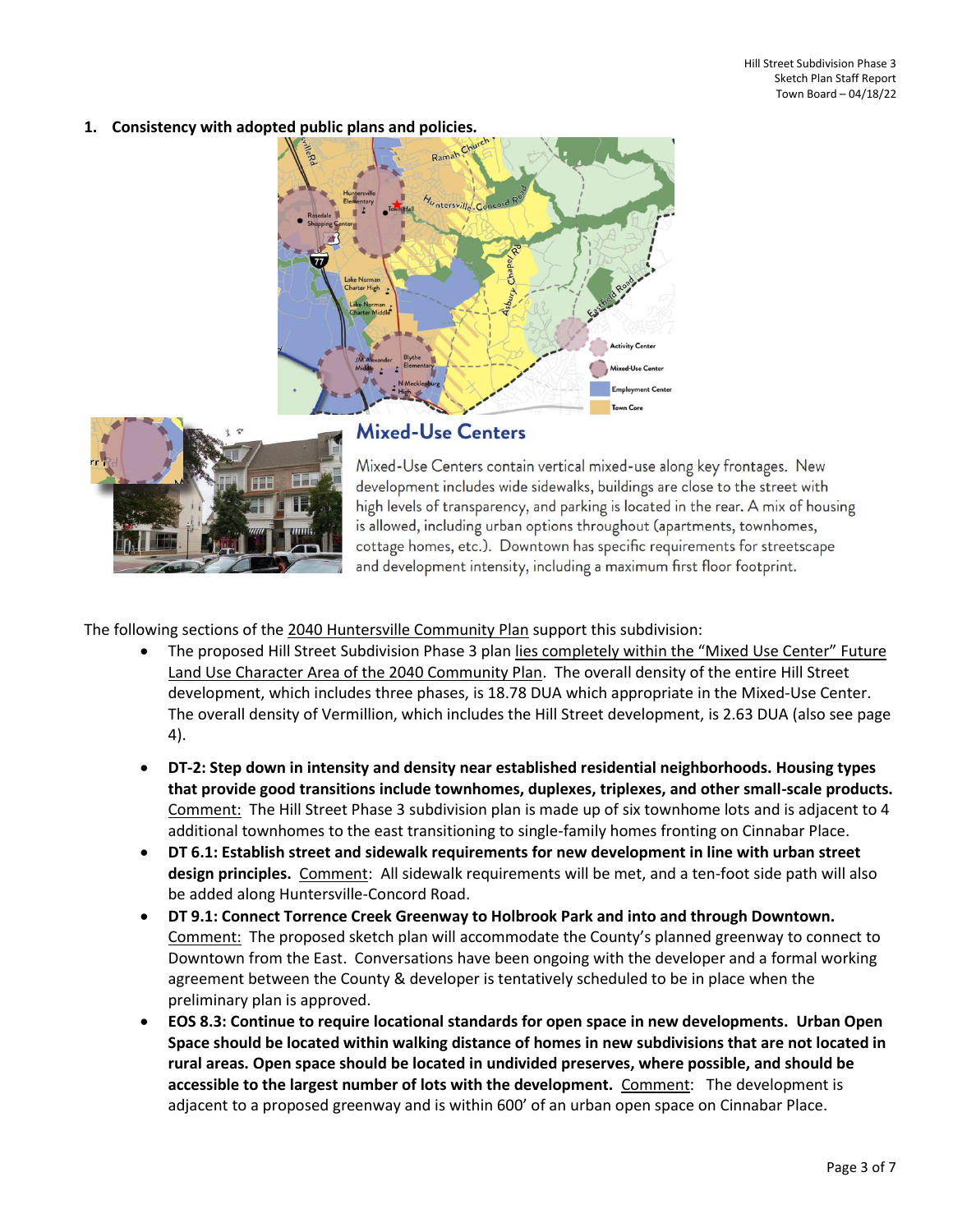## 1. Consistency with adopted public plans and policies.

## Mixed-Use Centers

Mixed-Use Centers contain vertical mixed-use along key frontages. New development includes wide sidewalks, buildings are close to the street with high levels of transparency, and parking is located in the rear. A mix of housing is allowed, including urban options throughout (apartments, townhomes, cottage homes, etc.). Downtown has specific requirements for streetscape and development intensity, including a maximum first floor footprint.

The following sections of the 2040 Huntersville Community Plan support this subdivision:

- The proposed Hill Street Subdivision Phase 3 plan lies completely within the "Mixed Use Center" Future Land Use Character Area of the 2040 Community Plan. The overall density of the entire Hill Street development, which includes three phases, is 18.78 DUA which appropriate in the Mixed-Use Center. The overall density of Vermillion, which includes the Hill Street development, is 2.63 DUA (also see page 4).

- **DT-2: Step down in intensity and density near established residential neighborhoods. Housing types that provide good transitions include townhomes, duplexes, triplexes, and other small-scale products.** Comment: The Hill Street Phase 3 subdivision plan is made up of six townhome lots and is adjacent to 4 additional townhomes to the east transitioning to single-family homes fronting on Cinnabar Place.
- **DT 6.1: Establish street and sidewalk requirements for new development in line with urban street design principles.** Comment: All sidewalk requirements will be met, and a ten-foot side path will also be added along Huntersville-Concord Road.
- **DT 9.1: Connect Torrence Creek Greenway to Holbrook Park and into and through Downtown.** Comment: The proposed sketch plan will accommodate the County's planned greenway to connect to Downtown from the East. Conversations have been ongoing with the developer and a formal working agreement between the County & developer is tentatively scheduled to be in place when the preliminary plan is approved.
- **EOS 8.3: Continue to require locational standards for open space in new developments. Urban Open Space should be located within walking distance of homes in new subdivisions that are not located in rural areas. Open space should be located in undivided preserves, where possible, and should be accessible to the largest number of lots with the development.** Comment: The development is adjacent to a proposed greenway and is within 600' of an urban open space on Cinnabar Place.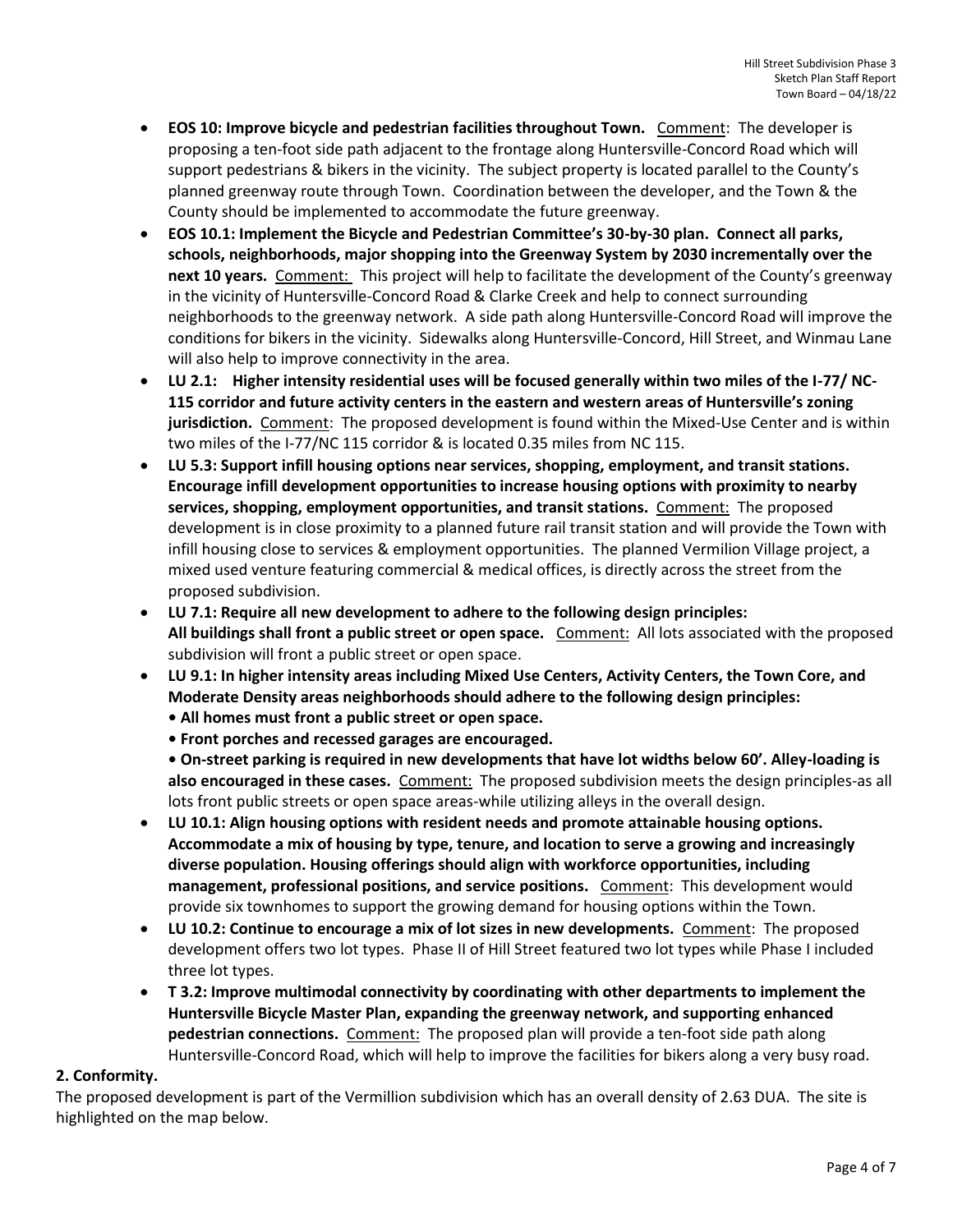- **EOS 10: Improve bicycle and pedestrian facilities throughout Town.** Comment: The developer is proposing a ten-foot side path adjacent to the frontage along Huntersville-Concord Road which will support pedestrians & bikers in the vicinity. The subject property is located parallel to the County's planned greenway route through Town. Coordination between the developer, and the Town & the County should be implemented to accommodate the future greenway.
- **EOS 10.1: Implement the Bicycle and Pedestrian Committee's 30-by-30 plan. Connect all parks, schools, neighborhoods, major shopping into the Greenway System by 2030 incrementally over the next 10 years.** Comment: This project will help to facilitate the development of the County's greenway in the vicinity of Huntersville-Concord Road & Clarke Creek and help to connect surrounding neighborhoods to the greenway network. A side path along Huntersville-Concord Road will improve the conditions for bikers in the vicinity. Sidewalks along Huntersville-Concord, Hill Street, and Winmau Lane will also help to improve connectivity in the area.
- **LU 2.1: Higher intensity residential uses will be focused generally within two miles of the I-77/ NC-115 corridor and future activity centers in the eastern and western areas of Huntersville's zoning jurisdiction.** Comment: The proposed development is found within the Mixed-Use Center and is within two miles of the I-77/NC 115 corridor & is located 0.35 miles from NC 115.
- **LU 5.3: Support infill housing options near services, shopping, employment, and transit stations. Encourage infill development opportunities to increase housing options with proximity to nearby services, shopping, employment opportunities, and transit stations.** Comment: The proposed development is in close proximity to a planned future rail transit station and will provide the Town with infill housing close to services & employment opportunities. The planned Vermilion Village project, a mixed used venture featuring commercial & medical offices, is directly across the street from the proposed subdivision.
- **LU 7.1: Require all new development to adhere to the following design principles: All buildings shall front a public street or open space.** Comment: All lots associated with the proposed subdivision will front a public street or open space.
- **LU 9.1: In higher intensity areas including Mixed Use Centers, Activity Centers, the Town Core, and Moderate Density areas neighborhoods should adhere to the following design principles:**
  **• All homes must front a public street or open space.**
  **• Front porches and recessed garages are encouraged.**
  **• On-street parking is required in new developments that have lot widths below 60'. Alley-loading is also encouraged in these cases.** Comment: The proposed subdivision meets the design principles-as all lots front public streets or open space areas-while utilizing alleys in the overall design.
- **LU 10.1: Align housing options with resident needs and promote attainable housing options. Accommodate a mix of housing by type, tenure, and location to serve a growing and increasingly diverse population. Housing offerings should align with workforce opportunities, including management, professional positions, and service positions.** Comment: This development would provide six townhomes to support the growing demand for housing options within the Town.
- **LU 10.2: Continue to encourage a mix of lot sizes in new developments.** Comment: The proposed development offers two lot types. Phase II of Hill Street featured two lot types while Phase I included three lot types.
- **T 3.2: Improve multimodal connectivity by coordinating with other departments to implement the Huntersville Bicycle Master Plan, expanding the greenway network, and supporting enhanced pedestrian connections.** Comment: The proposed plan will provide a ten-foot side path along Huntersville-Concord Road, which will help to improve the facilities for bikers along a very busy road.

**2. Conformity.**

The proposed development is part of the Vermillion subdivision which has an overall density of 2.63 DUA. The site is highlighted on the map below.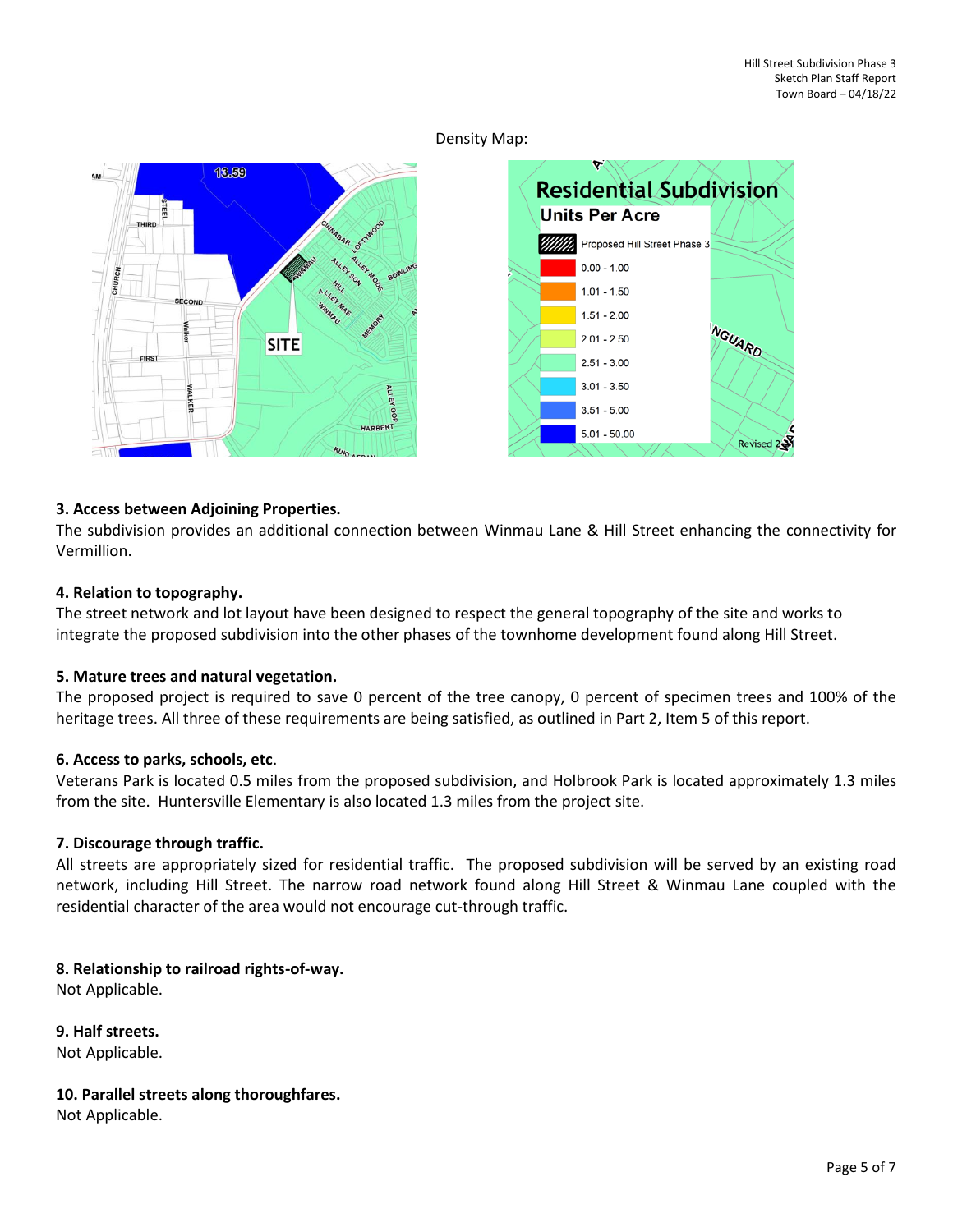Density Map:

### 3. Access between Adjoining Properties.

The subdivision provides an additional connection between Winmau Lane & Hill Street enhancing the connectivity for Vermillion.

### 4. Relation to topography.

The street network and lot layout have been designed to respect the general topography of the site and works to integrate the proposed subdivision into the other phases of the townhome development found along Hill Street.

### 5. Mature trees and natural vegetation.

The proposed project is required to save 0 percent of the tree canopy, 0 percent of specimen trees and 100% of the heritage trees. All three of these requirements are being satisfied, as outlined in Part 2, Item 5 of this report.

### 6. Access to parks, schools, etc.

Veterans Park is located 0.5 miles from the proposed subdivision, and Holbrook Park is located approximately 1.3 miles from the site. Huntersville Elementary is also located 1.3 miles from the project site.

### 7. Discourage through traffic.

All streets are appropriately sized for residential traffic. The proposed subdivision will be served by an existing road network, including Hill Street. The narrow road network found along Hill Street & Winmau Lane coupled with the residential character of the area would not encourage cut-through traffic.

### 8. Relationship to railroad rights-of-way.

Not Applicable.

### 9. Half streets.

Not Applicable.

### 10. Parallel streets along thoroughfares.

Not Applicable.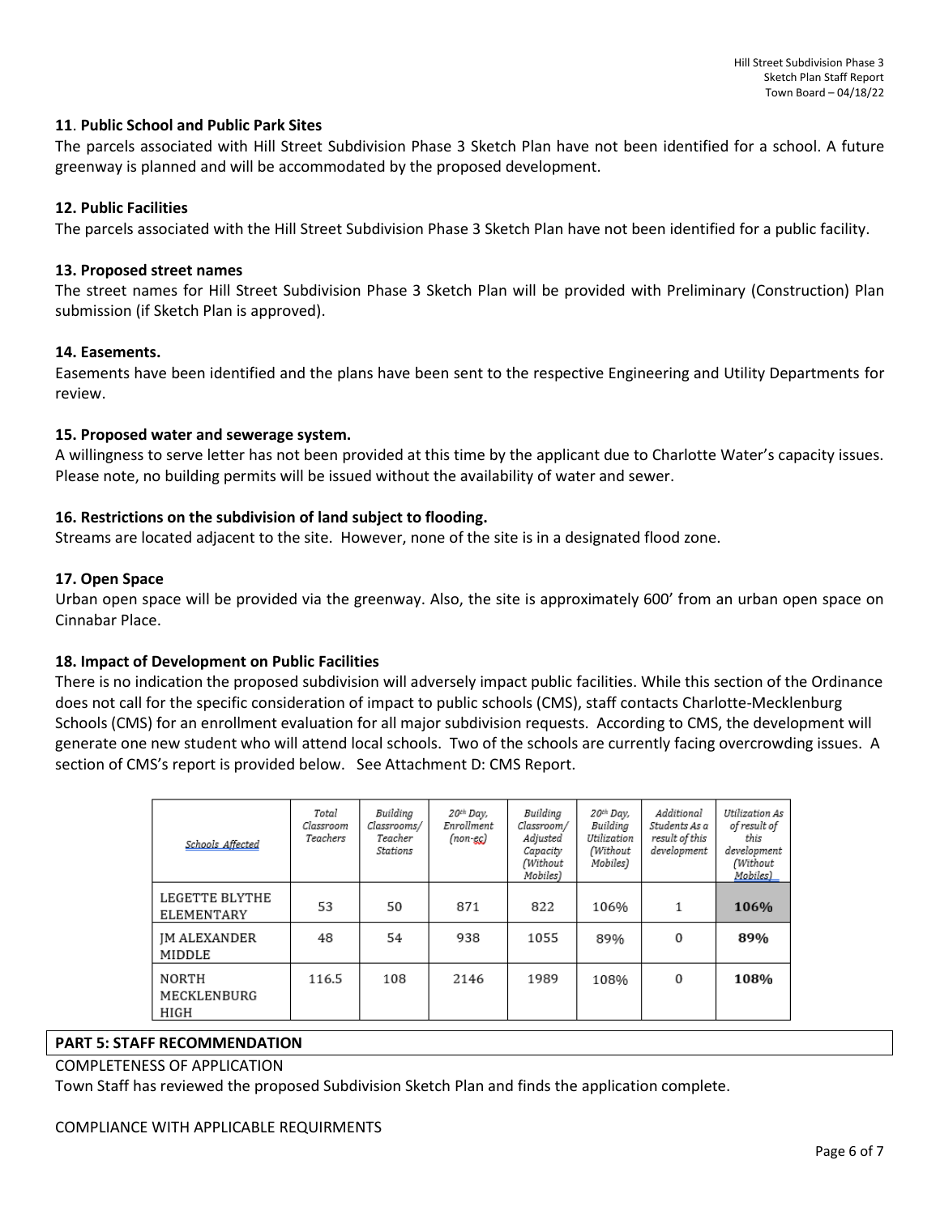### 11. Public School and Public Park Sites

The parcels associated with Hill Street Subdivision Phase 3 Sketch Plan have not been identified for a school. A future greenway is planned and will be accommodated by the proposed development.

### 12. Public Facilities

The parcels associated with the Hill Street Subdivision Phase 3 Sketch Plan have not been identified for a public facility.

### 13. Proposed street names

The street names for Hill Street Subdivision Phase 3 Sketch Plan will be provided with Preliminary (Construction) Plan submission (if Sketch Plan is approved).

### 14. Easements.

Easements have been identified and the plans have been sent to the respective Engineering and Utility Departments for review.

### 15. Proposed water and sewerage system.

A willingness to serve letter has not been provided at this time by the applicant due to Charlotte Water's capacity issues. Please note, no building permits will be issued without the availability of water and sewer.

### 16. Restrictions on the subdivision of land subject to flooding.

Streams are located adjacent to the site. However, none of the site is in a designated flood zone.

### 17. Open Space

Urban open space will be provided via the greenway. Also, the site is approximately 600' from an urban open space on Cinnabar Place.

### 18. Impact of Development on Public Facilities

There is no indication the proposed subdivision will adversely impact public facilities. While this section of the Ordinance does not call for the specific consideration of impact to public schools (CMS), staff contacts Charlotte-Mecklenburg Schools (CMS) for an enrollment evaluation for all major subdivision requests. According to CMS, the development will generate one new student who will attend local schools. Two of the schools are currently facing overcrowding issues. A section of CMS's report is provided below. See Attachment D: CMS Report.

| Schools Affected | Total Classroom Teachers | Building Classrooms/ Teacher Stations | 20th Day, Enrollment (non-ec) | Building Classroom/ Adjusted Capacity (Without Mobiles) | 20th Day, Building Utilization (Without Mobiles) | Additional Students As a result of this development | Utilization As of result of this development (Without Mobiles) |
|---|---|---|---|---|---|---|---|
| LEGETTE BLYTHE ELEMENTARY | 53 | 50 | 871 | 822 | 106% | 1 | **106%** |
| JM ALEXANDER MIDDLE | 48 | 54 | 938 | 1055 | 89% | 0 | **89%** |
| NORTH MECKLENBURG HIGH | 116.5 | 108 | 2146 | 1989 | 108% | 0 | **108%** |

## PART 5: STAFF RECOMMENDATION

COMPLETENESS OF APPLICATION

Town Staff has reviewed the proposed Subdivision Sketch Plan and finds the application complete.

COMPLIANCE WITH APPLICABLE REQUIRMENTS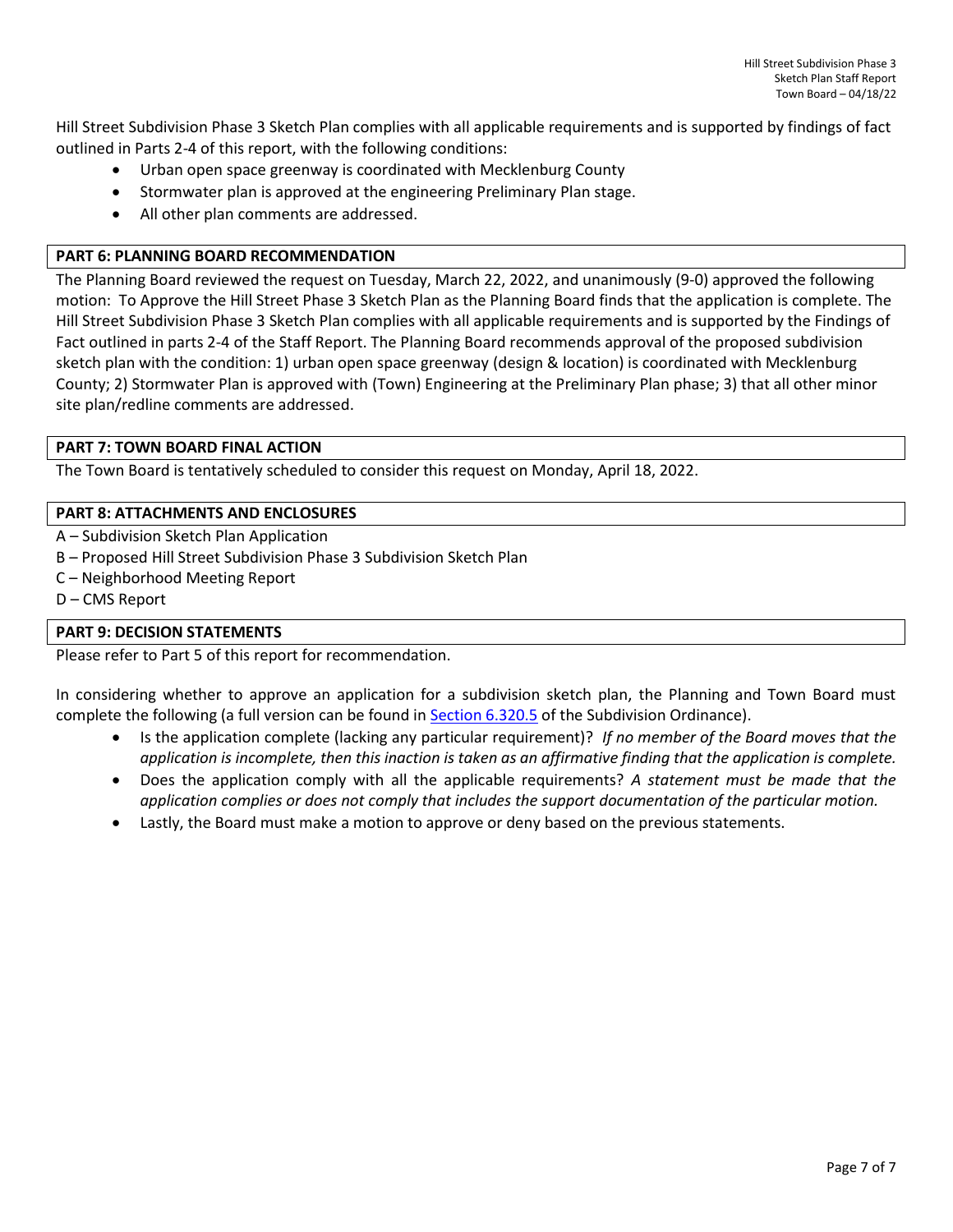Hill Street Subdivision Phase 3 Sketch Plan complies with all applicable requirements and is supported by findings of fact outlined in Parts 2-4 of this report, with the following conditions:

- Urban open space greenway is coordinated with Mecklenburg County
- Stormwater plan is approved at the engineering Preliminary Plan stage.
- All other plan comments are addressed.

## PART 6: PLANNING BOARD RECOMMENDATION

The Planning Board reviewed the request on Tuesday, March 22, 2022, and unanimously (9-0) approved the following motion: To Approve the Hill Street Phase 3 Sketch Plan as the Planning Board finds that the application is complete. The Hill Street Subdivision Phase 3 Sketch Plan complies with all applicable requirements and is supported by the Findings of Fact outlined in parts 2-4 of the Staff Report. The Planning Board recommends approval of the proposed subdivision sketch plan with the condition: 1) urban open space greenway (design & location) is coordinated with Mecklenburg County; 2) Stormwater Plan is approved with (Town) Engineering at the Preliminary Plan phase; 3) that all other minor site plan/redline comments are addressed.

## PART 7: TOWN BOARD FINAL ACTION

The Town Board is tentatively scheduled to consider this request on Monday, April 18, 2022.

## PART 8: ATTACHMENTS AND ENCLOSURES

A – Subdivision Sketch Plan Application
B – Proposed Hill Street Subdivision Phase 3 Subdivision Sketch Plan
C – Neighborhood Meeting Report
D – CMS Report

## PART 9: DECISION STATEMENTS

Please refer to Part 5 of this report for recommendation.

In considering whether to approve an application for a subdivision sketch plan, the Planning and Town Board must complete the following (a full version can be found in Section 6.320.5 of the Subdivision Ordinance).

- Is the application complete (lacking any particular requirement)? *If no member of the Board moves that the application is incomplete, then this inaction is taken as an affirmative finding that the application is complete.*
- Does the application comply with all the applicable requirements? *A statement must be made that the application complies or does not comply that includes the support documentation of the particular motion.*
- Lastly, the Board must make a motion to approve or deny based on the previous statements.